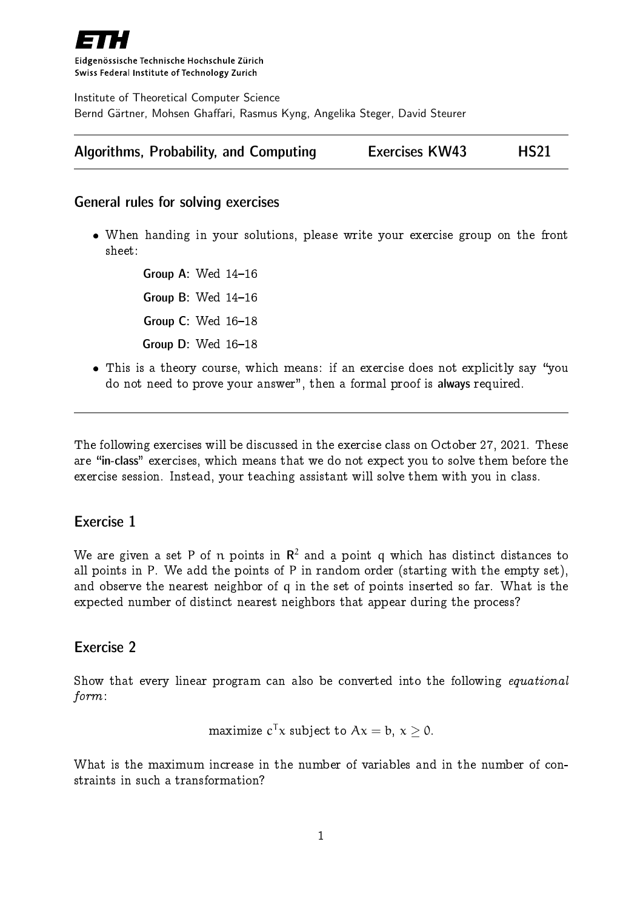**ETH**

Eidgenössische Technische Hochschule Zürich
Swiss Federal Institute of Technology Zurich

Institute of Theoretical Computer Science
Bernd Gärtner, Mohsen Ghaffari, Rasmus Kyng, Angelika Steger, David Steurer

---

**Algorithms, Probability, and Computing** | **Exercises KW43** | **HS21**

---

## General rules for solving exercises

- When handing in your solutions, please write your exercise group on the front sheet:

  **Group A**: Wed 14–16

  **Group B**: Wed 14–16

  **Group C**: Wed 16–18

  **Group D**: Wed 16–18

- This is a theory course, which means: if an exercise does not explicitly say "you do not need to prove your answer", then a formal proof is **always** required.

---

The following exercises will be discussed in the exercise class on October 27, 2021. These are **"in-class"** exercises, which means that we do not expect you to solve them before the exercise session. Instead, your teaching assistant will solve them with you in class.

## Exercise 1

We are given a set $P$ of $n$ points in $\mathbb{R}^2$ and a point $q$ which has distinct distances to all points in $P$. We add the points of $P$ in random order (starting with the empty set), and observe the nearest neighbor of $q$ in the set of points inserted so far. What is the expected number of distinct nearest neighbors that appear during the process?

## Exercise 2

Show that every linear program can also be converted into the following *equational form*:

$$\text{maximize } c^T x \text{ subject to } Ax = b,\ x \geq 0.$$

What is the maximum increase in the number of variables and in the number of constraints in such a transformation?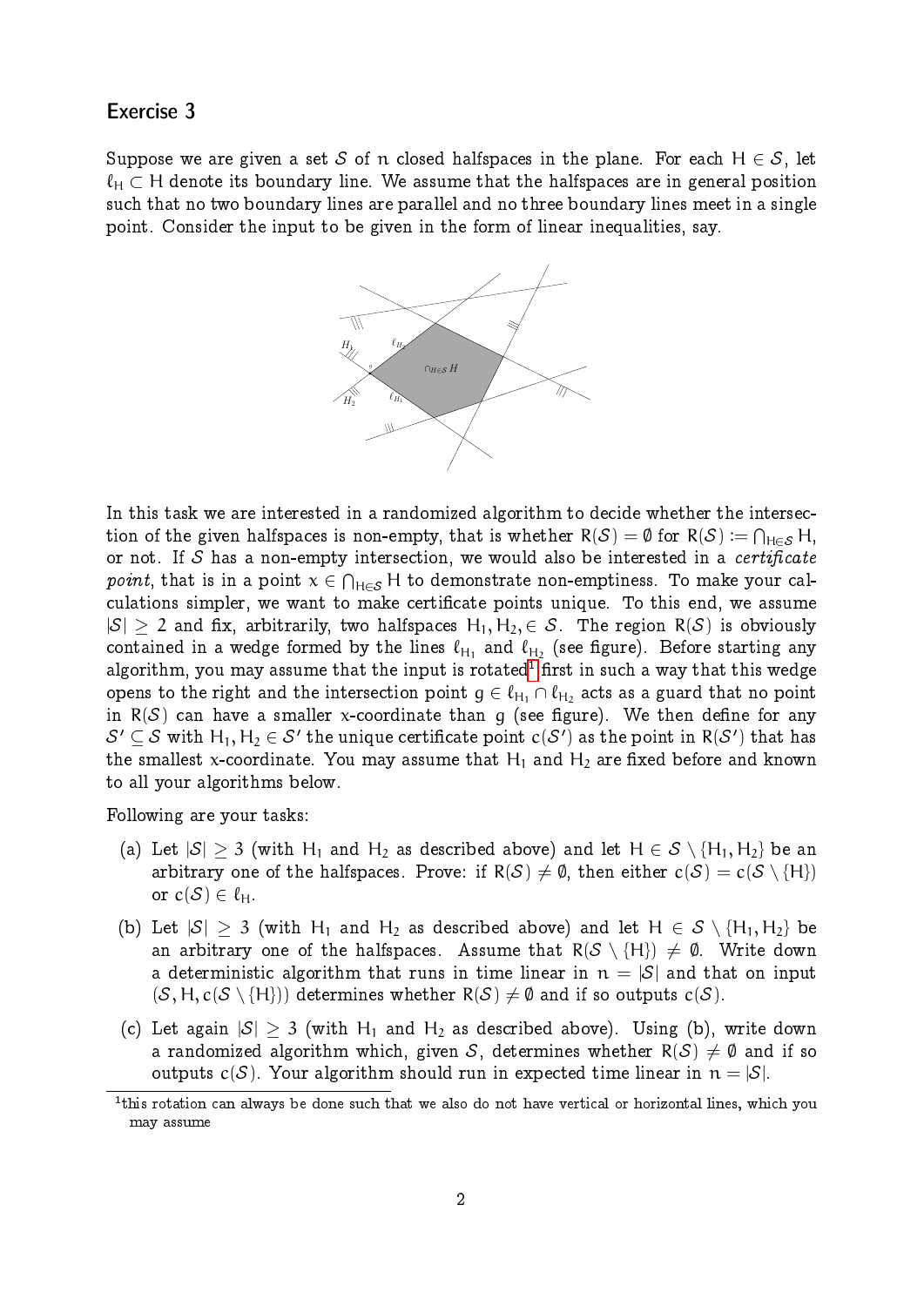## Exercise 3

Suppose we are given a set $\mathcal{S}$ of $n$ closed halfspaces in the plane. For each $H \in \mathcal{S}$, let $\ell_H \subset H$ denote its boundary line. We assume that the halfspaces are in general position such that no two boundary lines are parallel and no three boundary lines meet in a single point. Consider the input to be given in the form of linear inequalities, say.

$H_1$

$\ell_{H_2}$

$\bigcap_{H \in \mathcal{S}} H$

$H_2$

$\ell_{H_1}$

In this task we are interested in a randomized algorithm to decide whether the intersection of the given halfspaces is non-empty, that is whether $R(\mathcal{S}) = \emptyset$ for $R(\mathcal{S}) := \bigcap_{H \in \mathcal{S}} H$, or not. If $\mathcal{S}$ has a non-empty intersection, we would also be interested in a *certificate point*, that is in a point $x \in \bigcap_{H \in \mathcal{S}} H$ to demonstrate non-emptiness. To make your calculations simpler, we want to make certificate points unique. To this end, we assume $|\mathcal{S}| \geq 2$ and fix, arbitrarily, two halfspaces $H_1, H_2, \in \mathcal{S}$. The region $R(\mathcal{S})$ is obviously contained in a wedge formed by the lines $\ell_{H_1}$ and $\ell_{H_2}$ (see figure). Before starting any algorithm, you may assume that the input is rotated[1] first in such a way that this wedge opens to the right and the intersection point $g \in \ell_{H_1} \cap \ell_{H_2}$ acts as a guard that no point in $R(\mathcal{S})$ can have a smaller $x$-coordinate than $g$ (see figure). We then define for any $\mathcal{S}' \subseteq \mathcal{S}$ with $H_1, H_2 \in \mathcal{S}'$ the unique certificate point $c(\mathcal{S}')$ as the point in $R(\mathcal{S}')$ that has the smallest $x$-coordinate. You may assume that $H_1$ and $H_2$ are fixed before and known to all your algorithms below.

Following are your tasks:

(a) Let $|\mathcal{S}| \geq 3$ (with $H_1$ and $H_2$ as described above) and let $H \in \mathcal{S} \setminus \{H_1, H_2\}$ be an arbitrary one of the halfspaces. Prove: if $R(\mathcal{S}) \neq \emptyset$, then either $c(\mathcal{S}) = c(\mathcal{S} \setminus \{H\})$ or $c(\mathcal{S}) \in \ell_H$.

(b) Let $|\mathcal{S}| \geq 3$ (with $H_1$ and $H_2$ as described above) and let $H \in \mathcal{S} \setminus \{H_1, H_2\}$ be an arbitrary one of the halfspaces. Assume that $R(\mathcal{S} \setminus \{H\}) \neq \emptyset$. Write down a deterministic algorithm that runs in time linear in $n = |\mathcal{S}|$ and that on input $(\mathcal{S}, H, c(\mathcal{S} \setminus \{H\}))$ determines whether $R(\mathcal{S}) \neq \emptyset$ and if so outputs $c(\mathcal{S})$.

(c) Let again $|\mathcal{S}| \geq 3$ (with $H_1$ and $H_2$ as described above). Using (b), write down a randomized algorithm which, given $\mathcal{S}$, determines whether $R(\mathcal{S}) \neq \emptyset$ and if so outputs $c(\mathcal{S})$. Your algorithm should run in expected time linear in $n = |\mathcal{S}|$.

[1] this rotation can always be done such that we also do not have vertical or horizontal lines, which you may assume